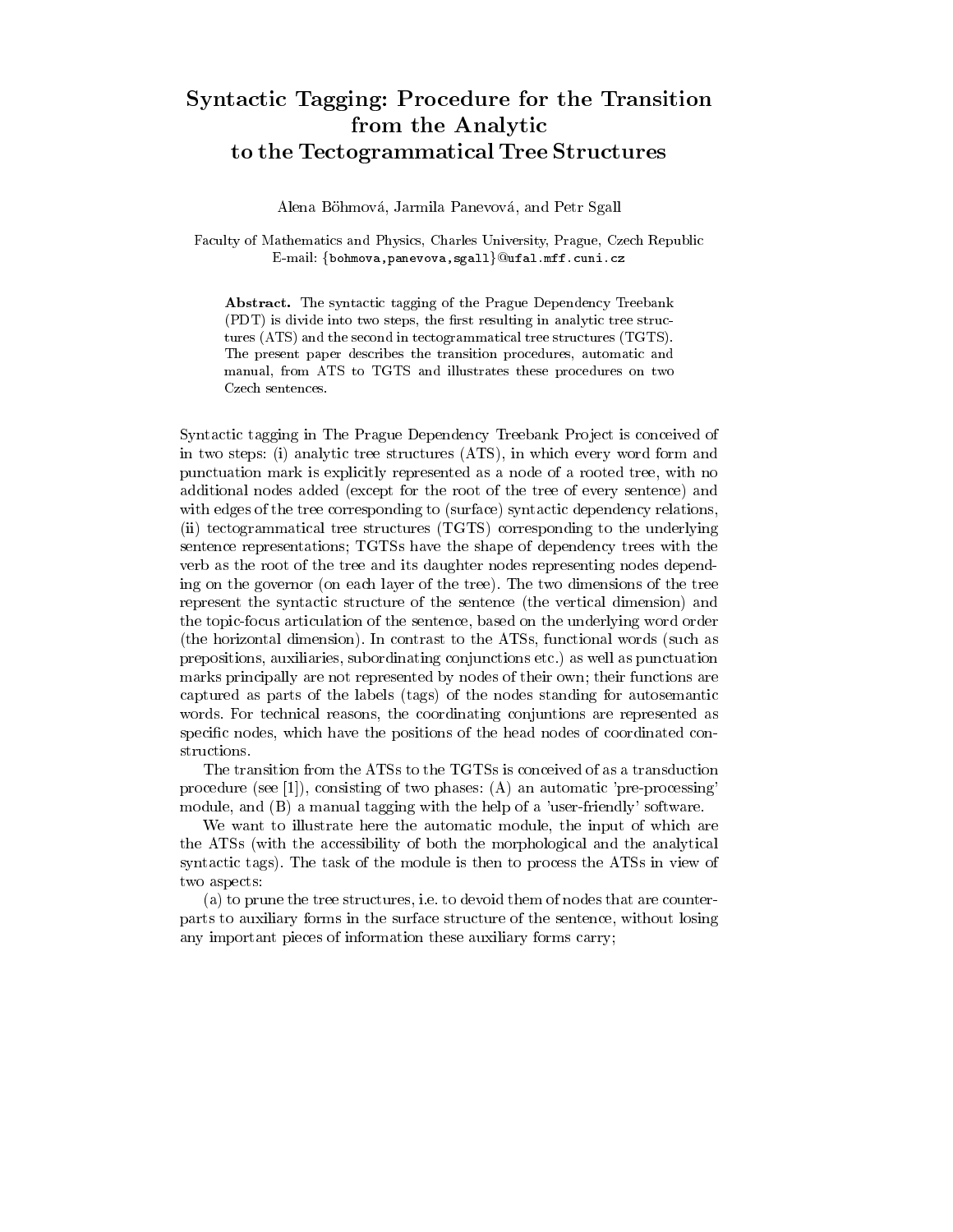# Syntactic Tagging: Procedure for the Transition from the Analytic to the Tectogrammatical Tree Structures

Alena Böhmová, Jarmila Panevová, and Petr Sgall

Faculty of Mathematics and Physics, Charles University, Prague, Czech Republic
E-mail: {bohmova,panevova,sgall}@ufal.mff.cuni.cz

**Abstract.** The syntactic tagging of the Prague Dependency Treebank (PDT) is divide into two steps, the first resulting in analytic tree structures (ATS) and the second in tectogrammatical tree structures (TGTS). The present paper describes the transition procedures, automatic and manual, from ATS to TGTS and illustrates these procedures on two Czech sentences.

Syntactic tagging in The Prague Dependency Treebank Project is conceived of in two steps: (i) analytic tree structures (ATS), in which every word form and punctuation mark is explicitly represented as a node of a rooted tree, with no additional nodes added (except for the root of the tree of every sentence) and with edges of the tree corresponding to (surface) syntactic dependency relations, (ii) tectogrammatical tree structures (TGTS) corresponding to the underlying sentence representations; TGTSs have the shape of dependency trees with the verb as the root of the tree and its daughter nodes representing nodes depending on the governor (on each layer of the tree). The two dimensions of the tree represent the syntactic structure of the sentence (the vertical dimension) and the topic-focus articulation of the sentence, based on the underlying word order (the horizontal dimension). In contrast to the ATSs, functional words (such as prepositions, auxiliaries, subordinating conjunctions etc.) as well as punctuation marks principally are not represented by nodes of their own; their functions are captured as parts of the labels (tags) of the nodes standing for autosemantic words. For technical reasons, the coordinating conjuntions are represented as specific nodes, which have the positions of the head nodes of coordinated constructions.

The transition from the ATSs to the TGTSs is conceived of as a transduction procedure (see [1]), consisting of two phases: (A) an automatic 'pre-processing' module, and (B) a manual tagging with the help of a 'user-friendly' software.

We want to illustrate here the automatic module, the input of which are the ATSs (with the accessibility of both the morphological and the analytical syntactic tags). The task of the module is then to process the ATSs in view of two aspects:

(a) to prune the tree structures, i.e. to devoid them of nodes that are counterparts to auxiliary forms in the surface structure of the sentence, without losing any important pieces of information these auxiliary forms carry;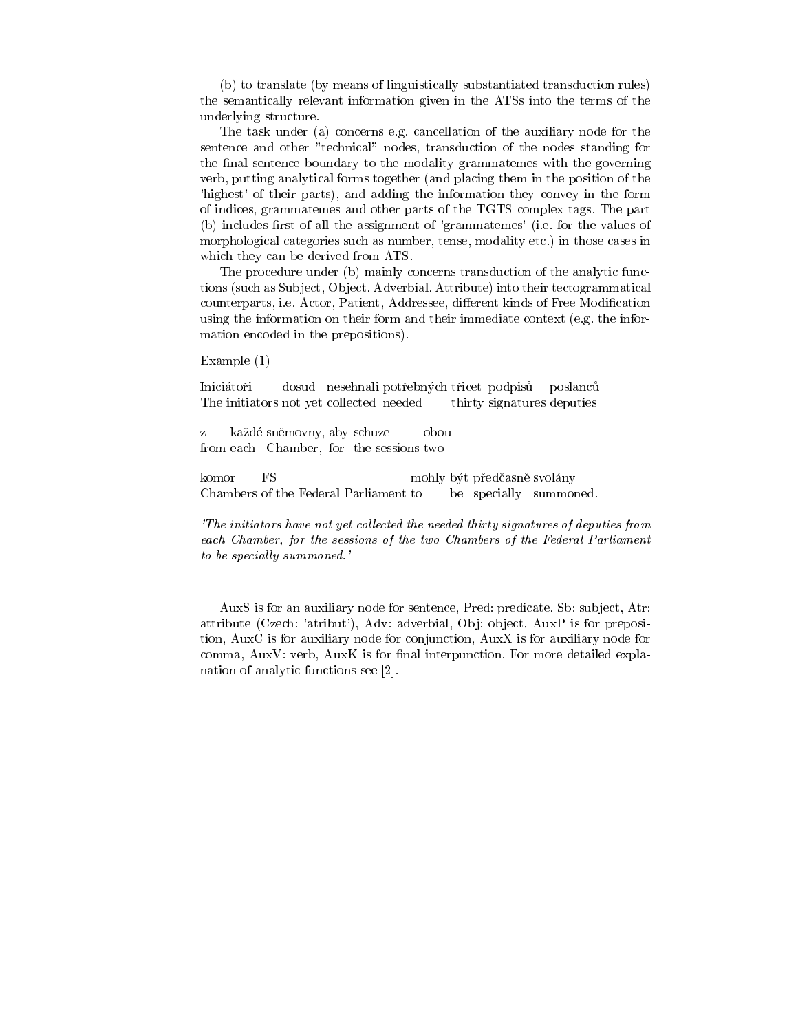(b) to translate (by means of linguistically substantiated transduction rules) the semantically relevant information given in the ATSs into the terms of the underlying structure.

The task under (a) concerns e.g. cancellation of the auxiliary node for the sentence and other "technical" nodes, transduction of the nodes standing for the final sentence boundary to the modality grammatemes with the governing verb, putting analytical forms together (and placing them in the position of the 'highest' of their parts), and adding the information they convey in the form of indices, grammatemes and other parts of the TGTS complex tags. The part (b) includes first of all the assignment of 'grammatemes' (i.e. for the values of morphological categories such as number, tense, modality etc.) in those cases in which they can be derived from ATS.

The procedure under (b) mainly concerns transduction of the analytic functions (such as Subject, Object, Adverbial, Attribute) into their tectogrammatical counterparts, i.e. Actor, Patient, Addressee, different kinds of Free Modification using the information on their form and their immediate context (e.g. the information encoded in the prepositions).

Example (1)

Iniciátoři dosud nesehnali potřebných třicet podpisů poslanců
The initiators not yet collected needed thirty signatures deputies

z každé sněmovny, aby schůze obou
from each Chamber, for the sessions two

komor FS mohly být předčasně svolány
Chambers of the Federal Parliament to be specially summoned.

*'The initiators have not yet collected the needed thirty signatures of deputies from each Chamber, for the sessions of the two Chambers of the Federal Parliament to be specially summoned.'*

AuxS is for an auxiliary node for sentence, Pred: predicate, Sb: subject, Atr: attribute (Czech: 'atribut'), Adv: adverbial, Obj: object, AuxP is for preposition, AuxC is for auxiliary node for conjunction, AuxX is for auxiliary node for comma, AuxV: verb, AuxK is for final interpunction. For more detailed explanation of analytic functions see [2].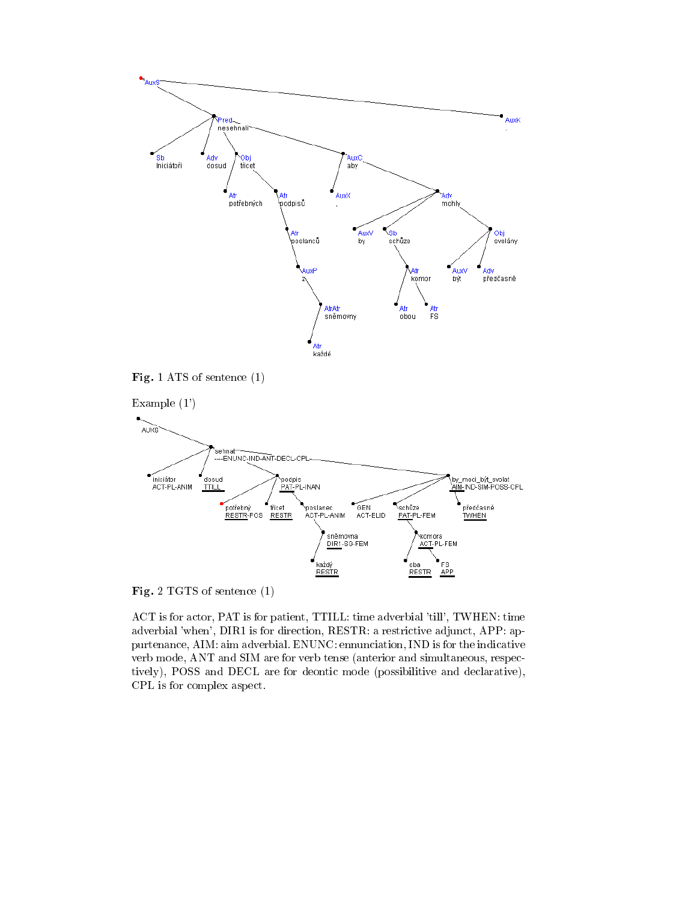Fig. 1 ATS of sentence (1)

Example (1')

Fig. 2 TGTS of sentence (1)

ACT is for actor, PAT is for patient, TTILL: time adverbial 'till', TWHEN: time adverbial 'when', DIR1 is for direction, RESTR: a restrictive adjunct, APP: appurtenance, AIM: aim adverbial. ENUNC: ennunciation, IND is for the indicative verb mode, ANT and SIM are for verb tense (anterior and simultaneous, respectively), POSS and DECL are for deontic mode (possibilitive and declarative), CPL is for complex aspect.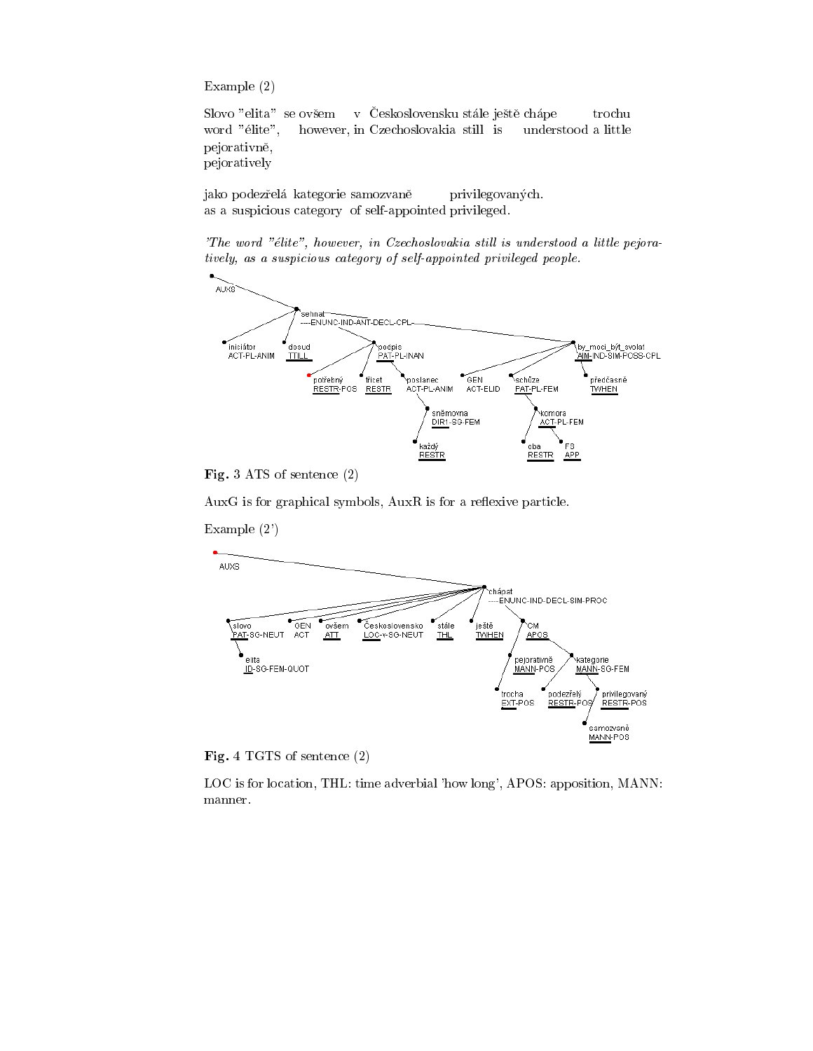Example (2)

Slovo "elita" se ovšem v Československu stále ještě chápe trochu
word "élite", however, in Czechoslovakia still is understood a little
pejorativně,
pejoratively

jako podezřelá kategorie samozvaně privilegovaných.
as a suspicious category of self-appointed privileged.

*'The word "élite", however, in Czechoslovakia still is understood a little pejoratively, as a suspicious category of self-appointed privileged people.*

**Fig.** 3 ATS of sentence (2)

AuxG is for graphical symbols, AuxR is for a reflexive particle.

Example (2')

**Fig.** 4 TGTS of sentence (2)

LOC is for location, THL: time adverbial 'how long', APOS: apposition, MANN: manner.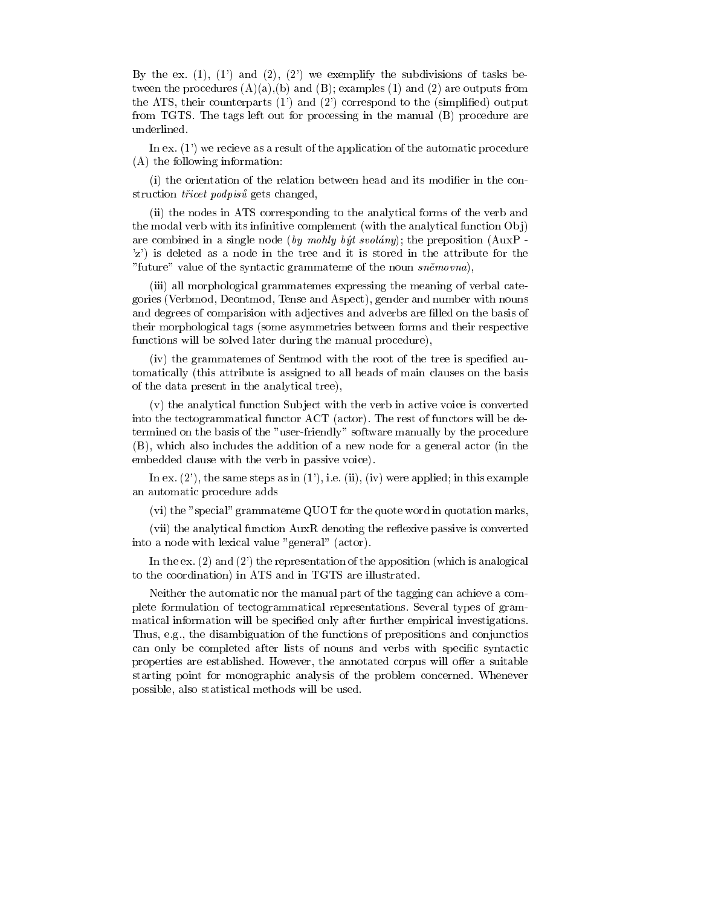By the ex. (1), (1') and (2), (2') we exemplify the subdivisions of tasks between the procedures (A)(a),(b) and (B); examples (1) and (2) are outputs from the ATS, their counterparts (1') and (2') correspond to the (simplified) output from TGTS. The tags left out for processing in the manual (B) procedure are underlined.

In ex. (1') we recieve as a result of the application of the automatic procedure (A) the following information:

(i) the orientation of the relation between head and its modifier in the construction *třicet podpisů* gets changed,

(ii) the nodes in ATS corresponding to the analytical forms of the verb and the modal verb with its infinitive complement (with the analytical function Obj) are combined in a single node (*by mohly být svolány*); the preposition (AuxP - 'z') is deleted as a node in the tree and it is stored in the attribute for the "future" value of the syntactic grammateme of the noun *sněmovna*),

(iii) all morphological grammatemes expressing the meaning of verbal categories (Verbmod, Deontmod, Tense and Aspect), gender and number with nouns and degrees of comparision with adjectives and adverbs are filled on the basis of their morphological tags (some asymmetries between forms and their respective functions will be solved later during the manual procedure),

(iv) the grammatemes of Sentmod with the root of the tree is specified automatically (this attribute is assigned to all heads of main clauses on the basis of the data present in the analytical tree),

(v) the analytical function Subject with the verb in active voice is converted into the tectogrammatical functor ACT (actor). The rest of functors will be determined on the basis of the "user-friendly" software manually by the procedure (B), which also includes the addition of a new node for a general actor (in the embedded clause with the verb in passive voice).

In ex. (2'), the same steps as in (1'), i.e. (ii), (iv) were applied; in this example an automatic procedure adds

(vi) the "special" grammateme QUOT for the quote word in quotation marks,

(vii) the analytical function AuxR denoting the reflexive passive is converted into a node with lexical value "general" (actor).

In the ex. (2) and (2') the representation of the apposition (which is analogical to the coordination) in ATS and in TGTS are illustrated.

Neither the automatic nor the manual part of the tagging can achieve a complete formulation of tectogrammatical representations. Several types of grammatical information will be specified only after further empirical investigations. Thus, e.g., the disambiguation of the functions of prepositions and conjunctios can only be completed after lists of nouns and verbs with specific syntactic properties are established. However, the annotated corpus will offer a suitable starting point for monographic analysis of the problem concerned. Whenever possible, also statistical methods will be used.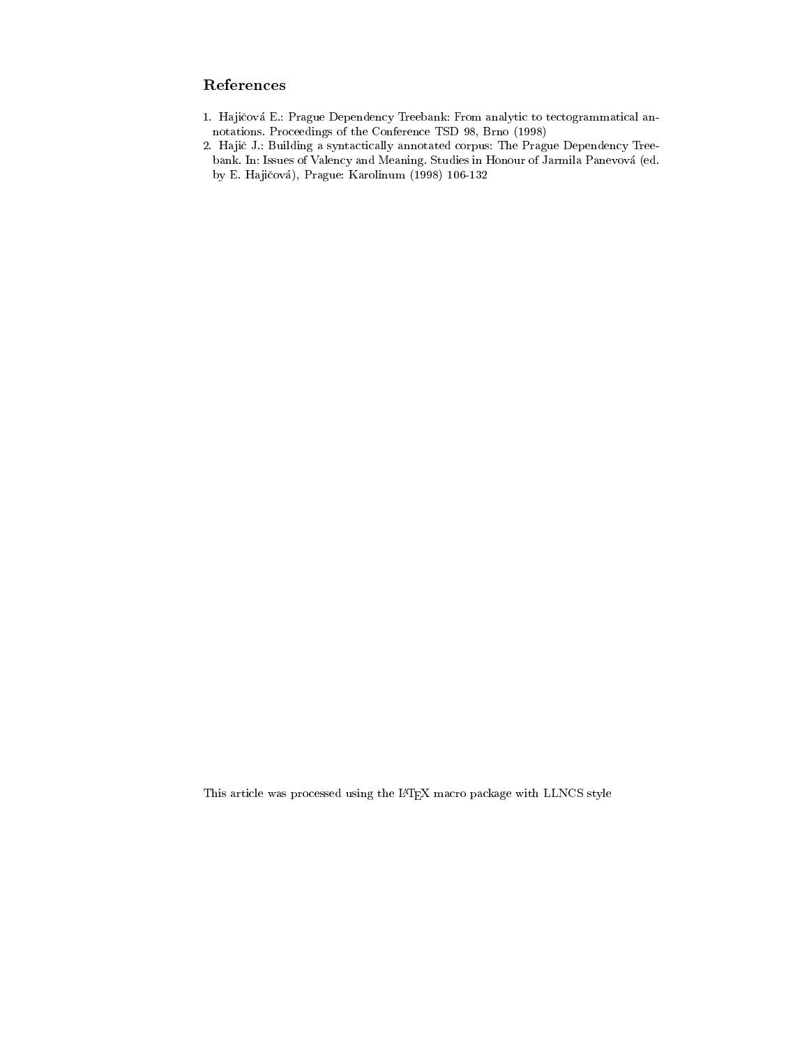## References

1. Hajičová E.: Prague Dependency Treebank: From analytic to tectogrammatical annotations. Proceedings of the Conference TSD 98, Brno (1998)
2. Hajič J.: Building a syntactically annotated corpus: The Prague Dependency Treebank. In: Issues of Valency and Meaning. Studies in Honour of Jarmila Panevová (ed. by E. Hajičová), Prague: Karolinum (1998) 106-132

This article was processed using the LaTeX macro package with LLNCS style